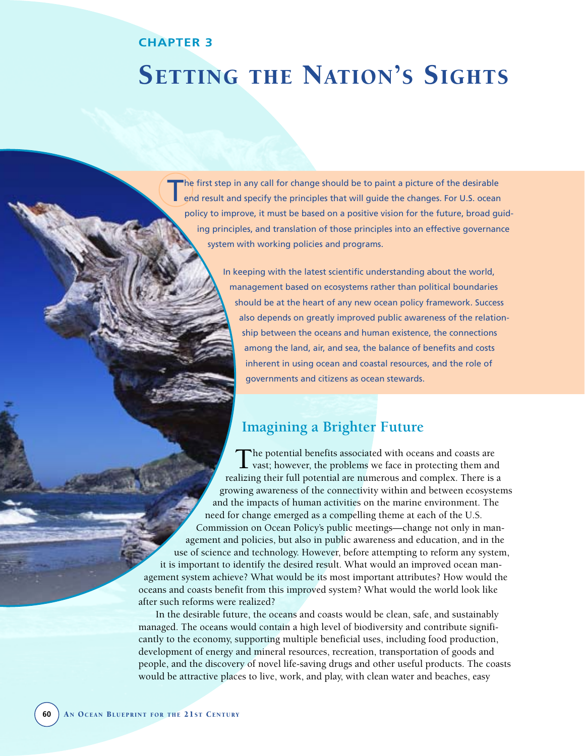## CHAPTER 3

# Setting the Nation's Sights

The first step in any call for change should be to paint a picture of the desirable end result and specify the principles that will guide the changes. For U.S. ocean policy to improve, it must be based on a positive vision for the future, broad guiding principles, and translation of those principles into an effective governance system with working policies and programs.

In keeping with the latest scientific understanding about the world, management based on ecosystems rather than political boundaries should be at the heart of any new ocean policy framework. Success also depends on greatly improved public awareness of the relationship between the oceans and human existence, the connections among the land, air, and sea, the balance of benefits and costs inherent in using ocean and coastal resources, and the role of governments and citizens as ocean stewards.

## Imagining a Brighter Future

The potential benefits associated with oceans and coasts are vast; however, the problems we face in protecting them and realizing their full potential are numerous and complex. There is a growing awareness of the connectivity within and between ecosystems and the impacts of human activities on the marine environment. The need for change emerged as a compelling theme at each of the U.S. Commission on Ocean Policy's public meetings—change not only in management and policies, but also in public awareness and education, and in the use of science and technology. However, before attempting to reform any system, it is important to identify the desired result. What would an improved ocean management system achieve? What would be its most important attributes? How would the oceans and coasts benefit from this improved system? What would the world look like after such reforms were realized?

In the desirable future, the oceans and coasts would be clean, safe, and sustainably managed. The oceans would contain a high level of biodiversity and contribute significantly to the economy, supporting multiple beneficial uses, including food production, development of energy and mineral resources, recreation, transportation of goods and people, and the discovery of novel life-saving drugs and other useful products. The coasts would be attractive places to live, work, and play, with clean water and beaches, easy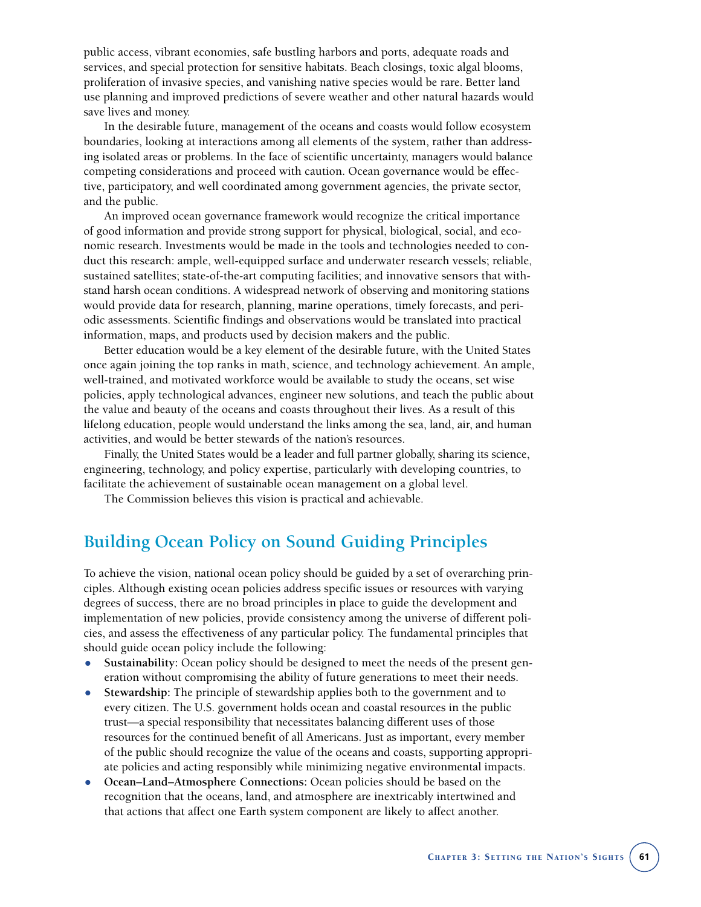public access, vibrant economies, safe bustling harbors and ports, adequate roads and services, and special protection for sensitive habitats. Beach closings, toxic algal blooms, proliferation of invasive species, and vanishing native species would be rare. Better land use planning and improved predictions of severe weather and other natural hazards would save lives and money.

In the desirable future, management of the oceans and coasts would follow ecosystem boundaries, looking at interactions among all elements of the system, rather than addressing isolated areas or problems. In the face of scientific uncertainty, managers would balance competing considerations and proceed with caution. Ocean governance would be effective, participatory, and well coordinated among government agencies, the private sector, and the public.

An improved ocean governance framework would recognize the critical importance of good information and provide strong support for physical, biological, social, and economic research. Investments would be made in the tools and technologies needed to conduct this research: ample, well-equipped surface and underwater research vessels; reliable, sustained satellites; state-of-the-art computing facilities; and innovative sensors that withstand harsh ocean conditions. A widespread network of observing and monitoring stations would provide data for research, planning, marine operations, timely forecasts, and periodic assessments. Scientific findings and observations would be translated into practical information, maps, and products used by decision makers and the public.

Better education would be a key element of the desirable future, with the United States once again joining the top ranks in math, science, and technology achievement. An ample, well-trained, and motivated workforce would be available to study the oceans, set wise policies, apply technological advances, engineer new solutions, and teach the public about the value and beauty of the oceans and coasts throughout their lives. As a result of this lifelong education, people would understand the links among the sea, land, air, and human activities, and would be better stewards of the nation's resources.

Finally, the United States would be a leader and full partner globally, sharing its science, engineering, technology, and policy expertise, particularly with developing countries, to facilitate the achievement of sustainable ocean management on a global level.

The Commission believes this vision is practical and achievable.

## Building Ocean Policy on Sound Guiding Principles

To achieve the vision, national ocean policy should be guided by a set of overarching principles. Although existing ocean policies address specific issues or resources with varying degrees of success, there are no broad principles in place to guide the development and implementation of new policies, provide consistency among the universe of different policies, and assess the effectiveness of any particular policy. The fundamental principles that should guide ocean policy include the following:

- **Sustainability:** Ocean policy should be designed to meet the needs of the present generation without compromising the ability of future generations to meet their needs.
- **Stewardship:** The principle of stewardship applies both to the government and to every citizen. The U.S. government holds ocean and coastal resources in the public trust—a special responsibility that necessitates balancing different uses of those resources for the continued benefit of all Americans. Just as important, every member of the public should recognize the value of the oceans and coasts, supporting appropriate policies and acting responsibly while minimizing negative environmental impacts.
- **Ocean–Land–Atmosphere Connections:** Ocean policies should be based on the recognition that the oceans, land, and atmosphere are inextricably intertwined and that actions that affect one Earth system component are likely to affect another.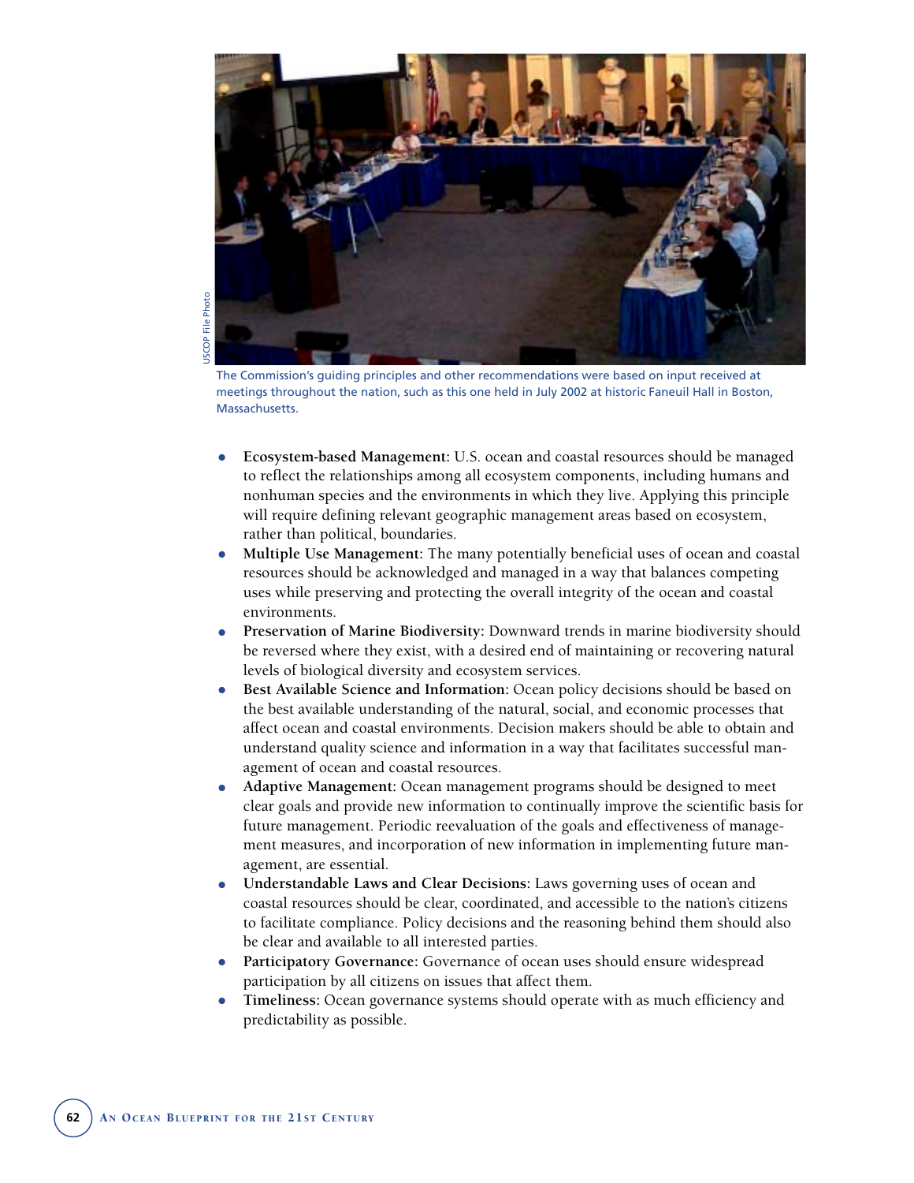USCOP File Photo

The Commission's guiding principles and other recommendations were based on input received at meetings throughout the nation, such as this one held in July 2002 at historic Faneuil Hall in Boston, Massachusetts.

- **Ecosystem-based Management:** U.S. ocean and coastal resources should be managed to reflect the relationships among all ecosystem components, including humans and nonhuman species and the environments in which they live. Applying this principle will require defining relevant geographic management areas based on ecosystem, rather than political, boundaries.
- **Multiple Use Management:** The many potentially beneficial uses of ocean and coastal resources should be acknowledged and managed in a way that balances competing uses while preserving and protecting the overall integrity of the ocean and coastal environments.
- **Preservation of Marine Biodiversity:** Downward trends in marine biodiversity should be reversed where they exist, with a desired end of maintaining or recovering natural levels of biological diversity and ecosystem services.
- **Best Available Science and Information:** Ocean policy decisions should be based on the best available understanding of the natural, social, and economic processes that affect ocean and coastal environments. Decision makers should be able to obtain and understand quality science and information in a way that facilitates successful management of ocean and coastal resources.
- **Adaptive Management:** Ocean management programs should be designed to meet clear goals and provide new information to continually improve the scientific basis for future management. Periodic reevaluation of the goals and effectiveness of management measures, and incorporation of new information in implementing future management, are essential.
- **Understandable Laws and Clear Decisions:** Laws governing uses of ocean and coastal resources should be clear, coordinated, and accessible to the nation's citizens to facilitate compliance. Policy decisions and the reasoning behind them should also be clear and available to all interested parties.
- **Participatory Governance:** Governance of ocean uses should ensure widespread participation by all citizens on issues that affect them.
- **Timeliness:** Ocean governance systems should operate with as much efficiency and predictability as possible.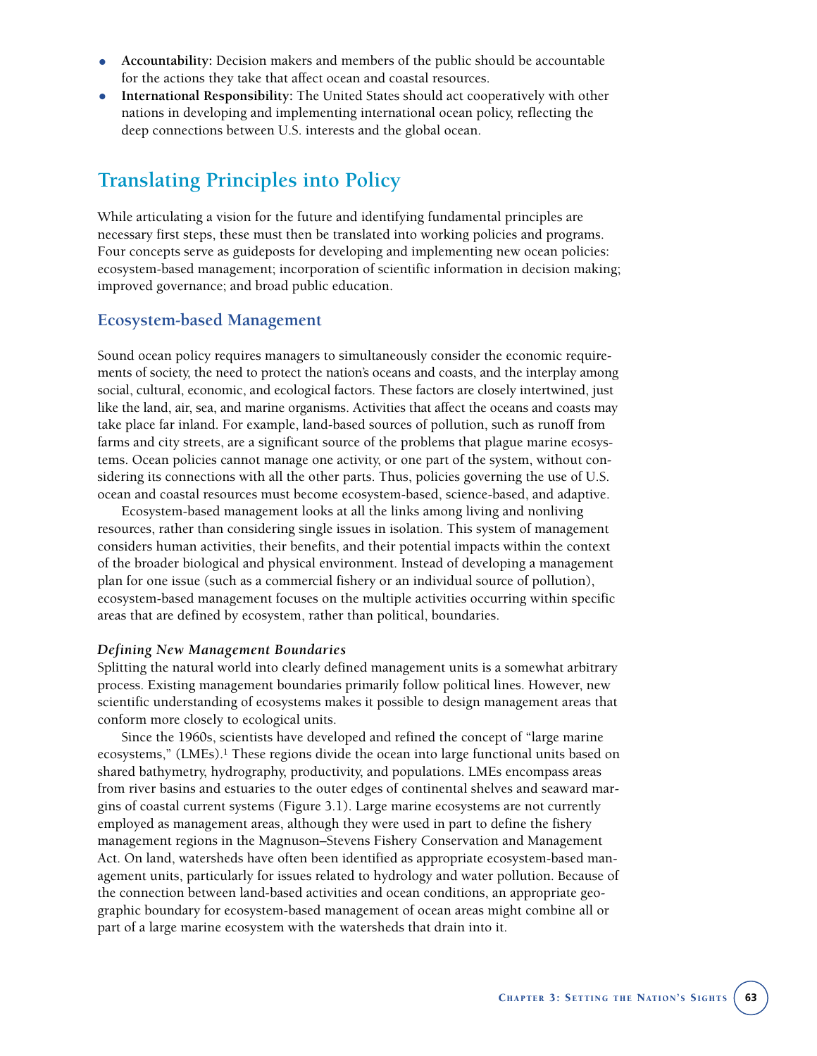- **Accountability:** Decision makers and members of the public should be accountable for the actions they take that affect ocean and coastal resources.
- **International Responsibility:** The United States should act cooperatively with other nations in developing and implementing international ocean policy, reflecting the deep connections between U.S. interests and the global ocean.

## Translating Principles into Policy

While articulating a vision for the future and identifying fundamental principles are necessary first steps, these must then be translated into working policies and programs. Four concepts serve as guideposts for developing and implementing new ocean policies: ecosystem-based management; incorporation of scientific information in decision making; improved governance; and broad public education.

### Ecosystem-based Management

Sound ocean policy requires managers to simultaneously consider the economic requirements of society, the need to protect the nation's oceans and coasts, and the interplay among social, cultural, economic, and ecological factors. These factors are closely intertwined, just like the land, air, sea, and marine organisms. Activities that affect the oceans and coasts may take place far inland. For example, land-based sources of pollution, such as runoff from farms and city streets, are a significant source of the problems that plague marine ecosystems. Ocean policies cannot manage one activity, or one part of the system, without considering its connections with all the other parts. Thus, policies governing the use of U.S. ocean and coastal resources must become ecosystem-based, science-based, and adaptive.

Ecosystem-based management looks at all the links among living and nonliving resources, rather than considering single issues in isolation. This system of management considers human activities, their benefits, and their potential impacts within the context of the broader biological and physical environment. Instead of developing a management plan for one issue (such as a commercial fishery or an individual source of pollution), ecosystem-based management focuses on the multiple activities occurring within specific areas that are defined by ecosystem, rather than political, boundaries.

#### *Defining New Management Boundaries*

Splitting the natural world into clearly defined management units is a somewhat arbitrary process. Existing management boundaries primarily follow political lines. However, new scientific understanding of ecosystems makes it possible to design management areas that conform more closely to ecological units.

Since the 1960s, scientists have developed and refined the concept of "large marine ecosystems," (LMEs).[1] These regions divide the ocean into large functional units based on shared bathymetry, hydrography, productivity, and populations. LMEs encompass areas from river basins and estuaries to the outer edges of continental shelves and seaward margins of coastal current systems (Figure 3.1). Large marine ecosystems are not currently employed as management areas, although they were used in part to define the fishery management regions in the Magnuson–Stevens Fishery Conservation and Management Act. On land, watersheds have often been identified as appropriate ecosystem-based management units, particularly for issues related to hydrology and water pollution. Because of the connection between land-based activities and ocean conditions, an appropriate geographic boundary for ecosystem-based management of ocean areas might combine all or part of a large marine ecosystem with the watersheds that drain into it.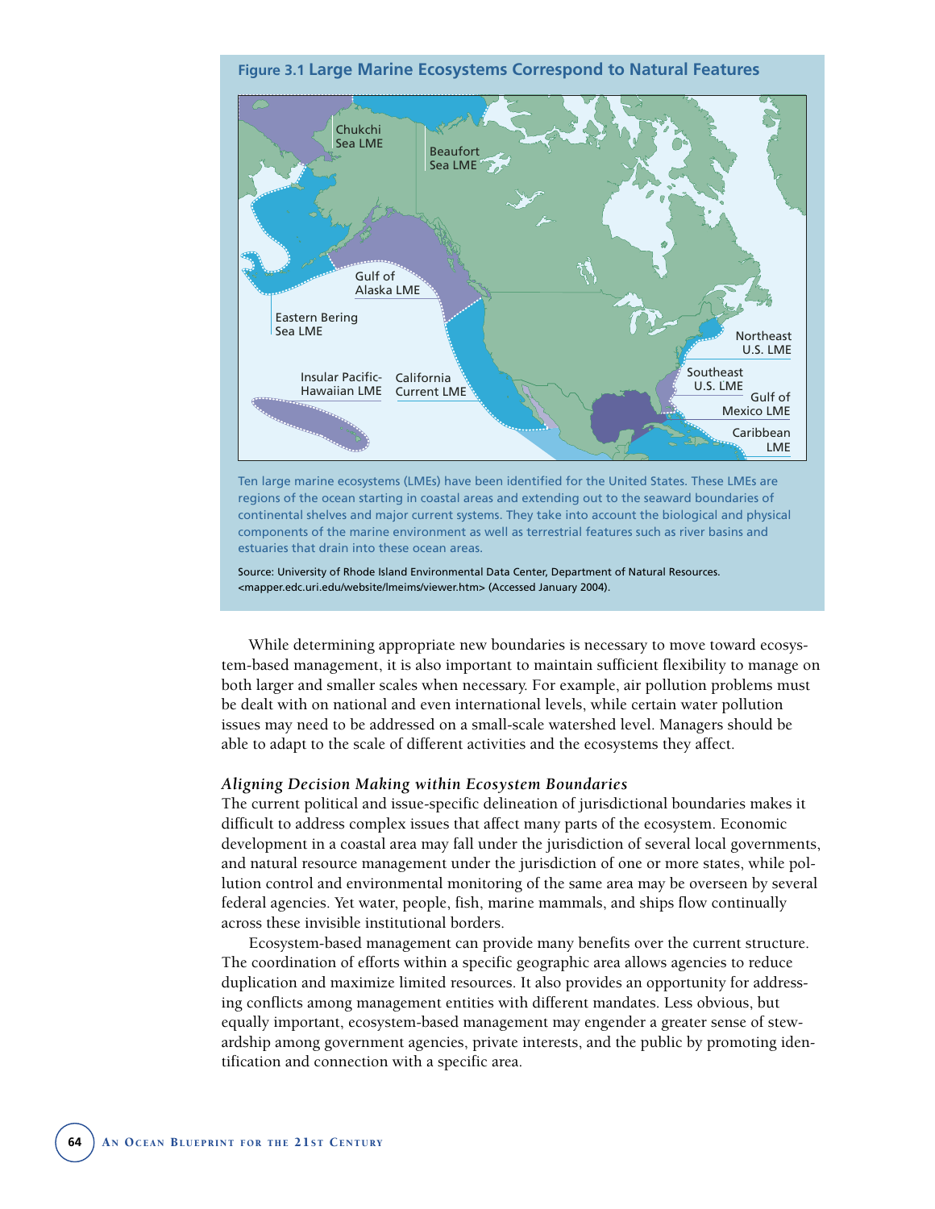**Figure 3.1 Large Marine Ecosystems Correspond to Natural Features**

Chukchi Sea LME

Beaufort Sea LME

Gulf of Alaska LME

Eastern Bering Sea LME

Northeast U.S. LME

Southeast U.S. LME

Gulf of Mexico LME

Insular Pacific-Hawaiian LME

California Current LME

Caribbean LME

Ten large marine ecosystems (LMEs) have been identified for the United States. These LMEs are regions of the ocean starting in coastal areas and extending out to the seaward boundaries of continental shelves and major current systems. They take into account the biological and physical components of the marine environment as well as terrestrial features such as river basins and estuaries that drain into these ocean areas.

Source: University of Rhode Island Environmental Data Center, Department of Natural Resources. <mapper.edc.uri.edu/website/lmeims/viewer.htm> (Accessed January 2004).

While determining appropriate new boundaries is necessary to move toward ecosystem-based management, it is also important to maintain sufficient flexibility to manage on both larger and smaller scales when necessary. For example, air pollution problems must be dealt with on national and even international levels, while certain water pollution issues may need to be addressed on a small-scale watershed level. Managers should be able to adapt to the scale of different activities and the ecosystems they affect.

### *Aligning Decision Making within Ecosystem Boundaries*

The current political and issue-specific delineation of jurisdictional boundaries makes it difficult to address complex issues that affect many parts of the ecosystem. Economic development in a coastal area may fall under the jurisdiction of several local governments, and natural resource management under the jurisdiction of one or more states, while pollution control and environmental monitoring of the same area may be overseen by several federal agencies. Yet water, people, fish, marine mammals, and ships flow continually across these invisible institutional borders.

Ecosystem-based management can provide many benefits over the current structure. The coordination of efforts within a specific geographic area allows agencies to reduce duplication and maximize limited resources. It also provides an opportunity for addressing conflicts among management entities with different mandates. Less obvious, but equally important, ecosystem-based management may engender a greater sense of stewardship among government agencies, private interests, and the public by promoting identification and connection with a specific area.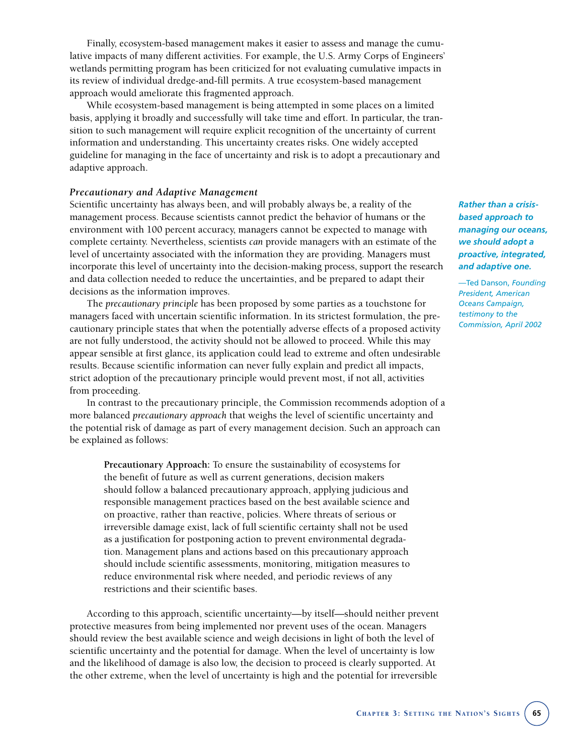Finally, ecosystem-based management makes it easier to assess and manage the cumulative impacts of many different activities. For example, the U.S. Army Corps of Engineers' wetlands permitting program has been criticized for not evaluating cumulative impacts in its review of individual dredge-and-fill permits. A true ecosystem-based management approach would ameliorate this fragmented approach.

While ecosystem-based management is being attempted in some places on a limited basis, applying it broadly and successfully will take time and effort. In particular, the transition to such management will require explicit recognition of the uncertainty of current information and understanding. This uncertainty creates risks. One widely accepted guideline for managing in the face of uncertainty and risk is to adopt a precautionary and adaptive approach.

### *Precautionary and Adaptive Management*

Scientific uncertainty has always been, and will probably always be, a reality of the management process. Because scientists cannot predict the behavior of humans or the environment with 100 percent accuracy, managers cannot be expected to manage with complete certainty. Nevertheless, scientists *can* provide managers with an estimate of the level of uncertainty associated with the information they are providing. Managers must incorporate this level of uncertainty into the decision-making process, support the research and data collection needed to reduce the uncertainties, and be prepared to adapt their decisions as the information improves.

> ***Rather than a crisis-based approach to managing our oceans, we should adopt a proactive, integrated, and adaptive one.***
>
> —Ted Danson, *Founding President, American Oceans Campaign, testimony to the Commission, April 2002*

The *precautionary principle* has been proposed by some parties as a touchstone for managers faced with uncertain scientific information. In its strictest formulation, the precautionary principle states that when the potentially adverse effects of a proposed activity are not fully understood, the activity should not be allowed to proceed. While this may appear sensible at first glance, its application could lead to extreme and often undesirable results. Because scientific information can never fully explain and predict all impacts, strict adoption of the precautionary principle would prevent most, if not all, activities from proceeding.

In contrast to the precautionary principle, the Commission recommends adoption of a more balanced *precautionary approach* that weighs the level of scientific uncertainty and the potential risk of damage as part of every management decision. Such an approach can be explained as follows:

> **Precautionary Approach:** To ensure the sustainability of ecosystems for the benefit of future as well as current generations, decision makers should follow a balanced precautionary approach, applying judicious and responsible management practices based on the best available science and on proactive, rather than reactive, policies. Where threats of serious or irreversible damage exist, lack of full scientific certainty shall not be used as a justification for postponing action to prevent environmental degradation. Management plans and actions based on this precautionary approach should include scientific assessments, monitoring, mitigation measures to reduce environmental risk where needed, and periodic reviews of any restrictions and their scientific bases.

According to this approach, scientific uncertainty—by itself—should neither prevent protective measures from being implemented nor prevent uses of the ocean. Managers should review the best available science and weigh decisions in light of both the level of scientific uncertainty and the potential for damage. When the level of uncertainty is low and the likelihood of damage is also low, the decision to proceed is clearly supported. At the other extreme, when the level of uncertainty is high and the potential for irreversible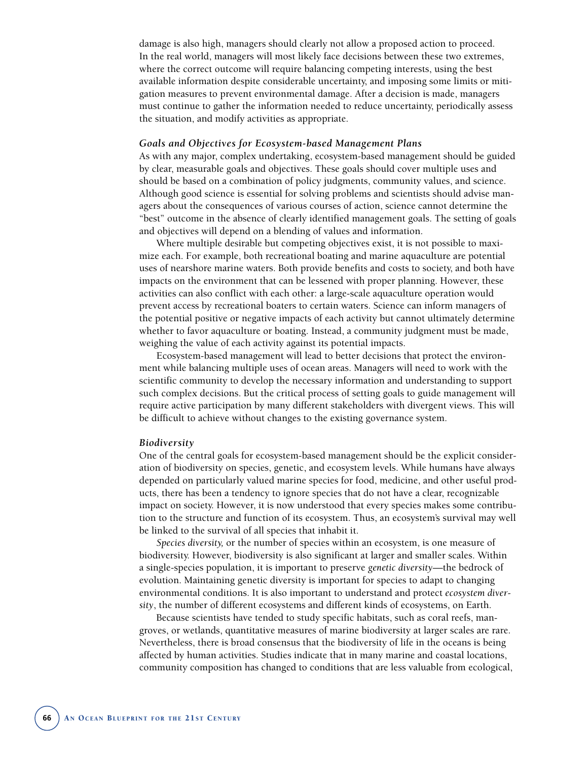damage is also high, managers should clearly not allow a proposed action to proceed. In the real world, managers will most likely face decisions between these two extremes, where the correct outcome will require balancing competing interests, using the best available information despite considerable uncertainty, and imposing some limits or mitigation measures to prevent environmental damage. After a decision is made, managers must continue to gather the information needed to reduce uncertainty, periodically assess the situation, and modify activities as appropriate.

### *Goals and Objectives for Ecosystem-based Management Plans*

As with any major, complex undertaking, ecosystem-based management should be guided by clear, measurable goals and objectives. These goals should cover multiple uses and should be based on a combination of policy judgments, community values, and science. Although good science is essential for solving problems and scientists should advise managers about the consequences of various courses of action, science cannot determine the "best" outcome in the absence of clearly identified management goals. The setting of goals and objectives will depend on a blending of values and information.

Where multiple desirable but competing objectives exist, it is not possible to maximize each. For example, both recreational boating and marine aquaculture are potential uses of nearshore marine waters. Both provide benefits and costs to society, and both have impacts on the environment that can be lessened with proper planning. However, these activities can also conflict with each other: a large-scale aquaculture operation would prevent access by recreational boaters to certain waters. Science can inform managers of the potential positive or negative impacts of each activity but cannot ultimately determine whether to favor aquaculture or boating. Instead, a community judgment must be made, weighing the value of each activity against its potential impacts.

Ecosystem-based management will lead to better decisions that protect the environment while balancing multiple uses of ocean areas. Managers will need to work with the scientific community to develop the necessary information and understanding to support such complex decisions. But the critical process of setting goals to guide management will require active participation by many different stakeholders with divergent views. This will be difficult to achieve without changes to the existing governance system.

### *Biodiversity*

One of the central goals for ecosystem-based management should be the explicit consideration of biodiversity on species, genetic, and ecosystem levels. While humans have always depended on particularly valued marine species for food, medicine, and other useful products, there has been a tendency to ignore species that do not have a clear, recognizable impact on society. However, it is now understood that every species makes some contribution to the structure and function of its ecosystem. Thus, an ecosystem's survival may well be linked to the survival of all species that inhabit it.

*Species diversity,* or the number of species within an ecosystem, is one measure of biodiversity. However, biodiversity is also significant at larger and smaller scales. Within a single-species population, it is important to preserve *genetic diversity*—the bedrock of evolution. Maintaining genetic diversity is important for species to adapt to changing environmental conditions. It is also important to understand and protect *ecosystem diversity*, the number of different ecosystems and different kinds of ecosystems, on Earth.

Because scientists have tended to study specific habitats, such as coral reefs, mangroves, or wetlands, quantitative measures of marine biodiversity at larger scales are rare. Nevertheless, there is broad consensus that the biodiversity of life in the oceans is being affected by human activities. Studies indicate that in many marine and coastal locations, community composition has changed to conditions that are less valuable from ecological,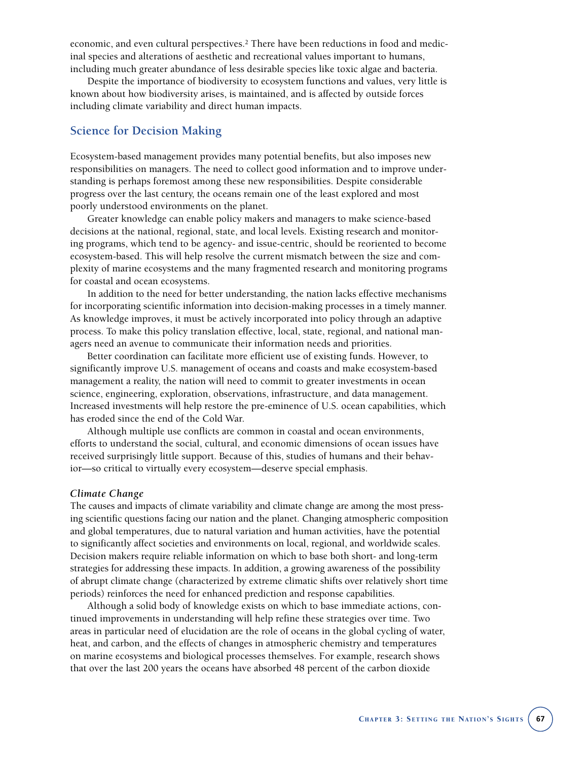economic, and even cultural perspectives.[2] There have been reductions in food and medicinal species and alterations of aesthetic and recreational values important to humans, including much greater abundance of less desirable species like toxic algae and bacteria.

Despite the importance of biodiversity to ecosystem functions and values, very little is known about how biodiversity arises, is maintained, and is affected by outside forces including climate variability and direct human impacts.

## Science for Decision Making

Ecosystem-based management provides many potential benefits, but also imposes new responsibilities on managers. The need to collect good information and to improve understanding is perhaps foremost among these new responsibilities. Despite considerable progress over the last century, the oceans remain one of the least explored and most poorly understood environments on the planet.

Greater knowledge can enable policy makers and managers to make science-based decisions at the national, regional, state, and local levels. Existing research and monitoring programs, which tend to be agency- and issue-centric, should be reoriented to become ecosystem-based. This will help resolve the current mismatch between the size and complexity of marine ecosystems and the many fragmented research and monitoring programs for coastal and ocean ecosystems.

In addition to the need for better understanding, the nation lacks effective mechanisms for incorporating scientific information into decision-making processes in a timely manner. As knowledge improves, it must be actively incorporated into policy through an adaptive process. To make this policy translation effective, local, state, regional, and national managers need an avenue to communicate their information needs and priorities.

Better coordination can facilitate more efficient use of existing funds. However, to significantly improve U.S. management of oceans and coasts and make ecosystem-based management a reality, the nation will need to commit to greater investments in ocean science, engineering, exploration, observations, infrastructure, and data management. Increased investments will help restore the pre-eminence of U.S. ocean capabilities, which has eroded since the end of the Cold War.

Although multiple use conflicts are common in coastal and ocean environments, efforts to understand the social, cultural, and economic dimensions of ocean issues have received surprisingly little support. Because of this, studies of humans and their behavior—so critical to virtually every ecosystem—deserve special emphasis.

### *Climate Change*

The causes and impacts of climate variability and climate change are among the most pressing scientific questions facing our nation and the planet. Changing atmospheric composition and global temperatures, due to natural variation and human activities, have the potential to significantly affect societies and environments on local, regional, and worldwide scales. Decision makers require reliable information on which to base both short- and long-term strategies for addressing these impacts. In addition, a growing awareness of the possibility of abrupt climate change (characterized by extreme climatic shifts over relatively short time periods) reinforces the need for enhanced prediction and response capabilities.

Although a solid body of knowledge exists on which to base immediate actions, continued improvements in understanding will help refine these strategies over time. Two areas in particular need of elucidation are the role of oceans in the global cycling of water, heat, and carbon, and the effects of changes in atmospheric chemistry and temperatures on marine ecosystems and biological processes themselves. For example, research shows that over the last 200 years the oceans have absorbed 48 percent of the carbon dioxide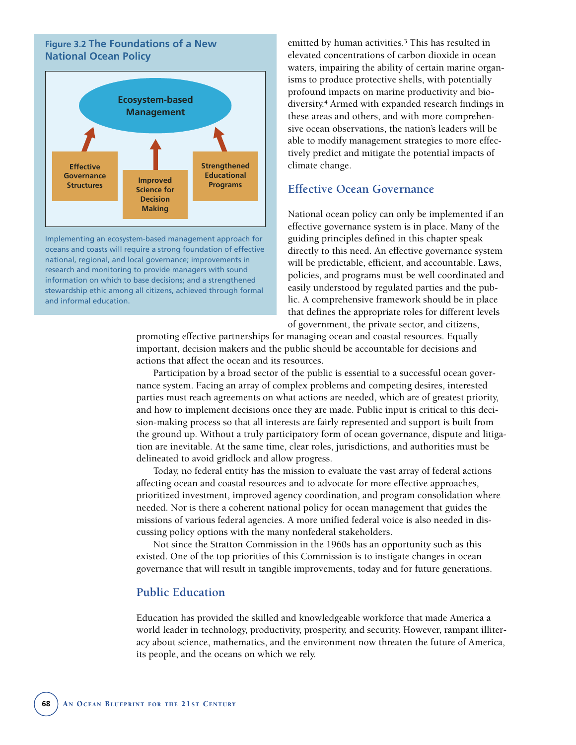**Figure 3.2 The Foundations of a New National Ocean Policy**

Ecosystem-based Management

Effective Governance Structures

Improved Science for Decision Making

Strengthened Educational Programs

Implementing an ecosystem-based management approach for oceans and coasts will require a strong foundation of effective national, regional, and local governance; improvements in research and monitoring to provide managers with sound information on which to base decisions; and a strengthened stewardship ethic among all citizens, achieved through formal and informal education.

emitted by human activities.[3] This has resulted in elevated concentrations of carbon dioxide in ocean waters, impairing the ability of certain marine organisms to produce protective shells, with potentially profound impacts on marine productivity and biodiversity.[4] Armed with expanded research findings in these areas and others, and with more comprehensive ocean observations, the nation's leaders will be able to modify management strategies to more effectively predict and mitigate the potential impacts of climate change.

## Effective Ocean Governance

National ocean policy can only be implemented if an effective governance system is in place. Many of the guiding principles defined in this chapter speak directly to this need. An effective governance system will be predictable, efficient, and accountable. Laws, policies, and programs must be well coordinated and easily understood by regulated parties and the public. A comprehensive framework should be in place that defines the appropriate roles for different levels of government, the private sector, and citizens, promoting effective partnerships for managing ocean and coastal resources. Equally important, decision makers and the public should be accountable for decisions and actions that affect the ocean and its resources.

Participation by a broad sector of the public is essential to a successful ocean governance system. Facing an array of complex problems and competing desires, interested parties must reach agreements on what actions are needed, which are of greatest priority, and how to implement decisions once they are made. Public input is critical to this decision-making process so that all interests are fairly represented and support is built from the ground up. Without a truly participatory form of ocean governance, dispute and litigation are inevitable. At the same time, clear roles, jurisdictions, and authorities must be delineated to avoid gridlock and allow progress.

Today, no federal entity has the mission to evaluate the vast array of federal actions affecting ocean and coastal resources and to advocate for more effective approaches, prioritized investment, improved agency coordination, and program consolidation where needed. Nor is there a coherent national policy for ocean management that guides the missions of various federal agencies. A more unified federal voice is also needed in discussing policy options with the many nonfederal stakeholders.

Not since the Stratton Commission in the 1960s has an opportunity such as this existed. One of the top priorities of this Commission is to instigate changes in ocean governance that will result in tangible improvements, today and for future generations.

## Public Education

Education has provided the skilled and knowledgeable workforce that made America a world leader in technology, productivity, prosperity, and security. However, rampant illiteracy about science, mathematics, and the environment now threaten the future of America, its people, and the oceans on which we rely.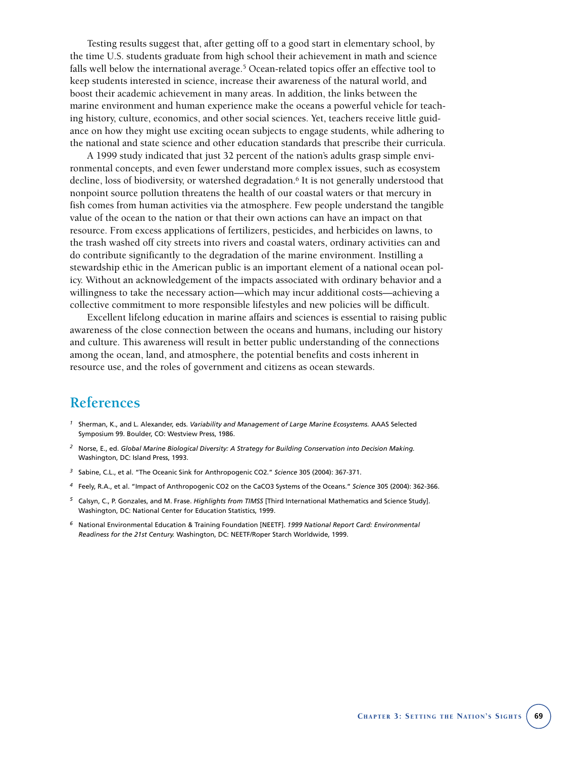Testing results suggest that, after getting off to a good start in elementary school, by the time U.S. students graduate from high school their achievement in math and science falls well below the international average.[5] Ocean-related topics offer an effective tool to keep students interested in science, increase their awareness of the natural world, and boost their academic achievement in many areas. In addition, the links between the marine environment and human experience make the oceans a powerful vehicle for teaching history, culture, economics, and other social sciences. Yet, teachers receive little guidance on how they might use exciting ocean subjects to engage students, while adhering to the national and state science and other education standards that prescribe their curricula.

A 1999 study indicated that just 32 percent of the nation's adults grasp simple environmental concepts, and even fewer understand more complex issues, such as ecosystem decline, loss of biodiversity, or watershed degradation.[6] It is not generally understood that nonpoint source pollution threatens the health of our coastal waters or that mercury in fish comes from human activities via the atmosphere. Few people understand the tangible value of the ocean to the nation or that their own actions can have an impact on that resource. From excess applications of fertilizers, pesticides, and herbicides on lawns, to the trash washed off city streets into rivers and coastal waters, ordinary activities can and do contribute significantly to the degradation of the marine environment. Instilling a stewardship ethic in the American public is an important element of a national ocean policy. Without an acknowledgement of the impacts associated with ordinary behavior and a willingness to take the necessary action—which may incur additional costs—achieving a collective commitment to more responsible lifestyles and new policies will be difficult.

Excellent lifelong education in marine affairs and sciences is essential to raising public awareness of the close connection between the oceans and humans, including our history and culture. This awareness will result in better public understanding of the connections among the ocean, land, and atmosphere, the potential benefits and costs inherent in resource use, and the roles of government and citizens as ocean stewards.

## References

1. Sherman, K., and L. Alexander, eds. *Variability and Management of Large Marine Ecosystems.* AAAS Selected Symposium 99. Boulder, CO: Westview Press, 1986.
2. Norse, E., ed. *Global Marine Biological Diversity: A Strategy for Building Conservation into Decision Making.* Washington, DC: Island Press, 1993.
3. Sabine, C.L., et al. "The Oceanic Sink for Anthropogenic CO2." *Science* 305 (2004): 367-371.
4. Feely, R.A., et al. "Impact of Anthropogenic CO2 on the CaCO3 Systems of the Oceans." *Science* 305 (2004): 362-366.
5. Calsyn, C., P. Gonzales, and M. Frase. *Highlights from TIMSS* [Third International Mathematics and Science Study]. Washington, DC: National Center for Education Statistics, 1999.
6. National Environmental Education & Training Foundation [NEETF]. *1999 National Report Card: Environmental Readiness for the 21st Century.* Washington, DC: NEETF/Roper Starch Worldwide, 1999.